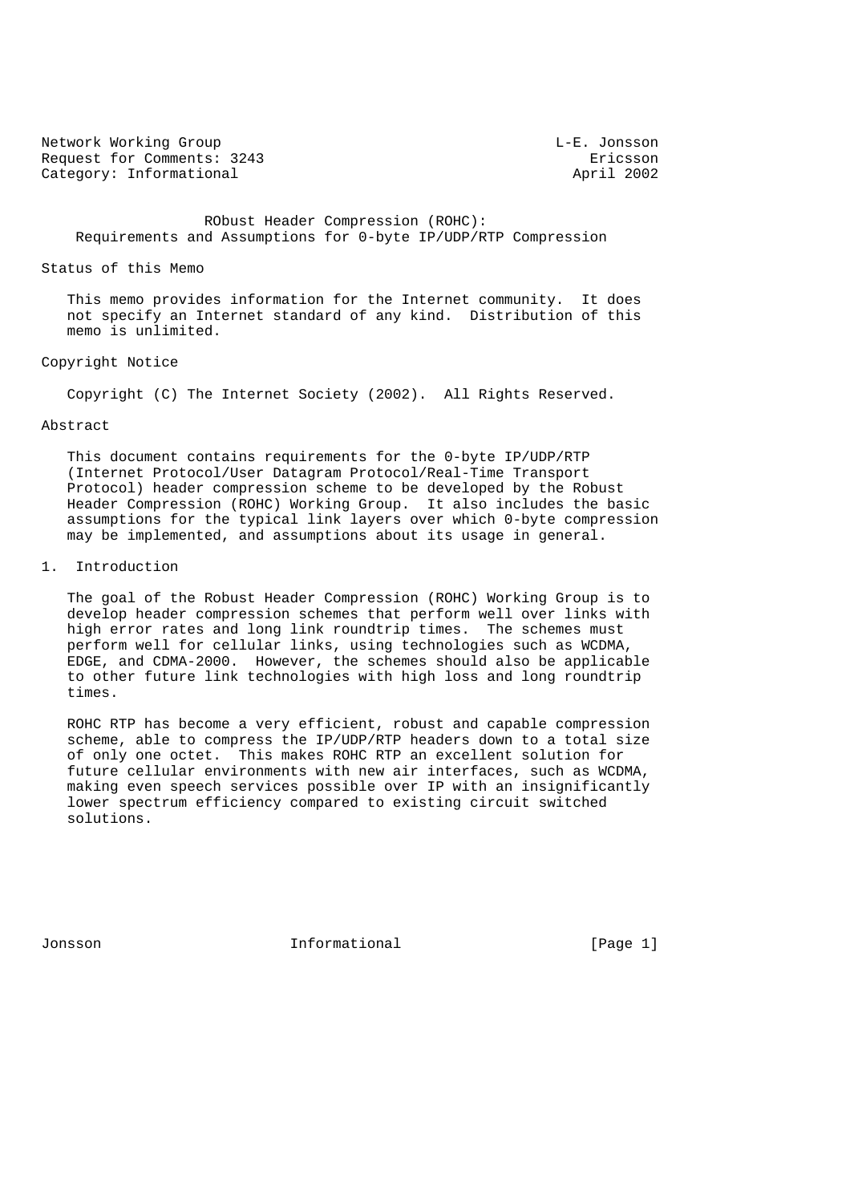Network Working Group L-E. Jonsson
Request for Comments: 3243 Ericsson
Category: Informational April 2002

# RObust Header Compression (ROHC): Requirements and Assumptions for 0-byte IP/UDP/RTP Compression

## Status of this Memo

This memo provides information for the Internet community. It does not specify an Internet standard of any kind. Distribution of this memo is unlimited.

## Copyright Notice

Copyright (C) The Internet Society (2002). All Rights Reserved.

## Abstract

This document contains requirements for the 0-byte IP/UDP/RTP (Internet Protocol/User Datagram Protocol/Real-Time Transport Protocol) header compression scheme to be developed by the Robust Header Compression (ROHC) Working Group. It also includes the basic assumptions for the typical link layers over which 0-byte compression may be implemented, and assumptions about its usage in general.

## 1. Introduction

The goal of the Robust Header Compression (ROHC) Working Group is to develop header compression schemes that perform well over links with high error rates and long link roundtrip times. The schemes must perform well for cellular links, using technologies such as WCDMA, EDGE, and CDMA-2000. However, the schemes should also be applicable to other future link technologies with high loss and long roundtrip times.

ROHC RTP has become a very efficient, robust and capable compression scheme, able to compress the IP/UDP/RTP headers down to a total size of only one octet. This makes ROHC RTP an excellent solution for future cellular environments with new air interfaces, such as WCDMA, making even speech services possible over IP with an insignificantly lower spectrum efficiency compared to existing circuit switched solutions.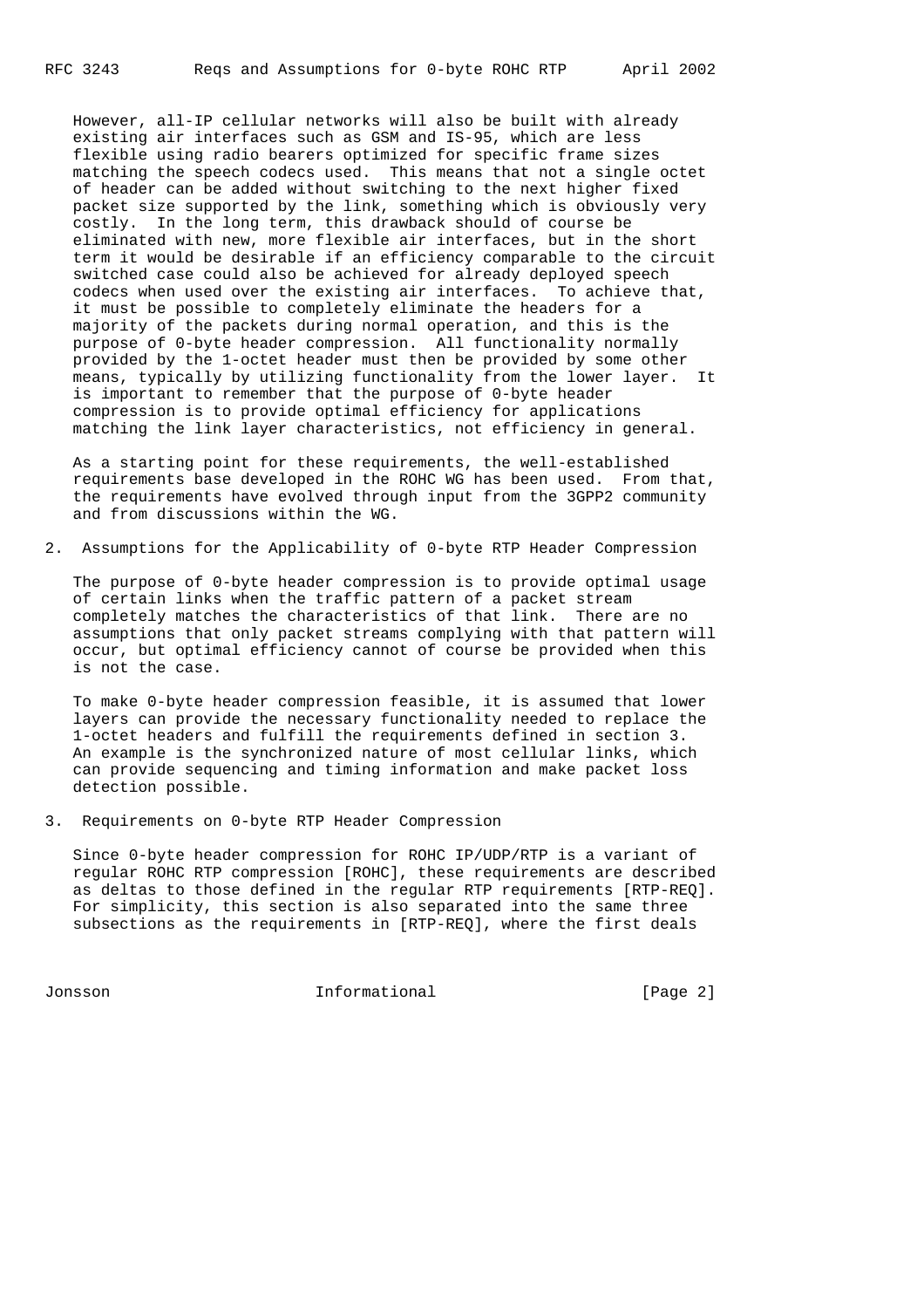However, all-IP cellular networks will also be built with already existing air interfaces such as GSM and IS-95, which are less flexible using radio bearers optimized for specific frame sizes matching the speech codecs used. This means that not a single octet of header can be added without switching to the next higher fixed packet size supported by the link, something which is obviously very costly. In the long term, this drawback should of course be eliminated with new, more flexible air interfaces, but in the short term it would be desirable if an efficiency comparable to the circuit switched case could also be achieved for already deployed speech codecs when used over the existing air interfaces. To achieve that, it must be possible to completely eliminate the headers for a majority of the packets during normal operation, and this is the purpose of 0-byte header compression. All functionality normally provided by the 1-octet header must then be provided by some other means, typically by utilizing functionality from the lower layer. It is important to remember that the purpose of 0-byte header compression is to provide optimal efficiency for applications matching the link layer characteristics, not efficiency in general.

As a starting point for these requirements, the well-established requirements base developed in the ROHC WG has been used. From that, the requirements have evolved through input from the 3GPP2 community and from discussions within the WG.

## 2. Assumptions for the Applicability of 0-byte RTP Header Compression

The purpose of 0-byte header compression is to provide optimal usage of certain links when the traffic pattern of a packet stream completely matches the characteristics of that link. There are no assumptions that only packet streams complying with that pattern will occur, but optimal efficiency cannot of course be provided when this is not the case.

To make 0-byte header compression feasible, it is assumed that lower layers can provide the necessary functionality needed to replace the 1-octet headers and fulfill the requirements defined in section 3. An example is the synchronized nature of most cellular links, which can provide sequencing and timing information and make packet loss detection possible.

## 3. Requirements on 0-byte RTP Header Compression

Since 0-byte header compression for ROHC IP/UDP/RTP is a variant of regular ROHC RTP compression [ROHC], these requirements are described as deltas to those defined in the regular RTP requirements [RTP-REQ]. For simplicity, this section is also separated into the same three subsections as the requirements in [RTP-REQ], where the first deals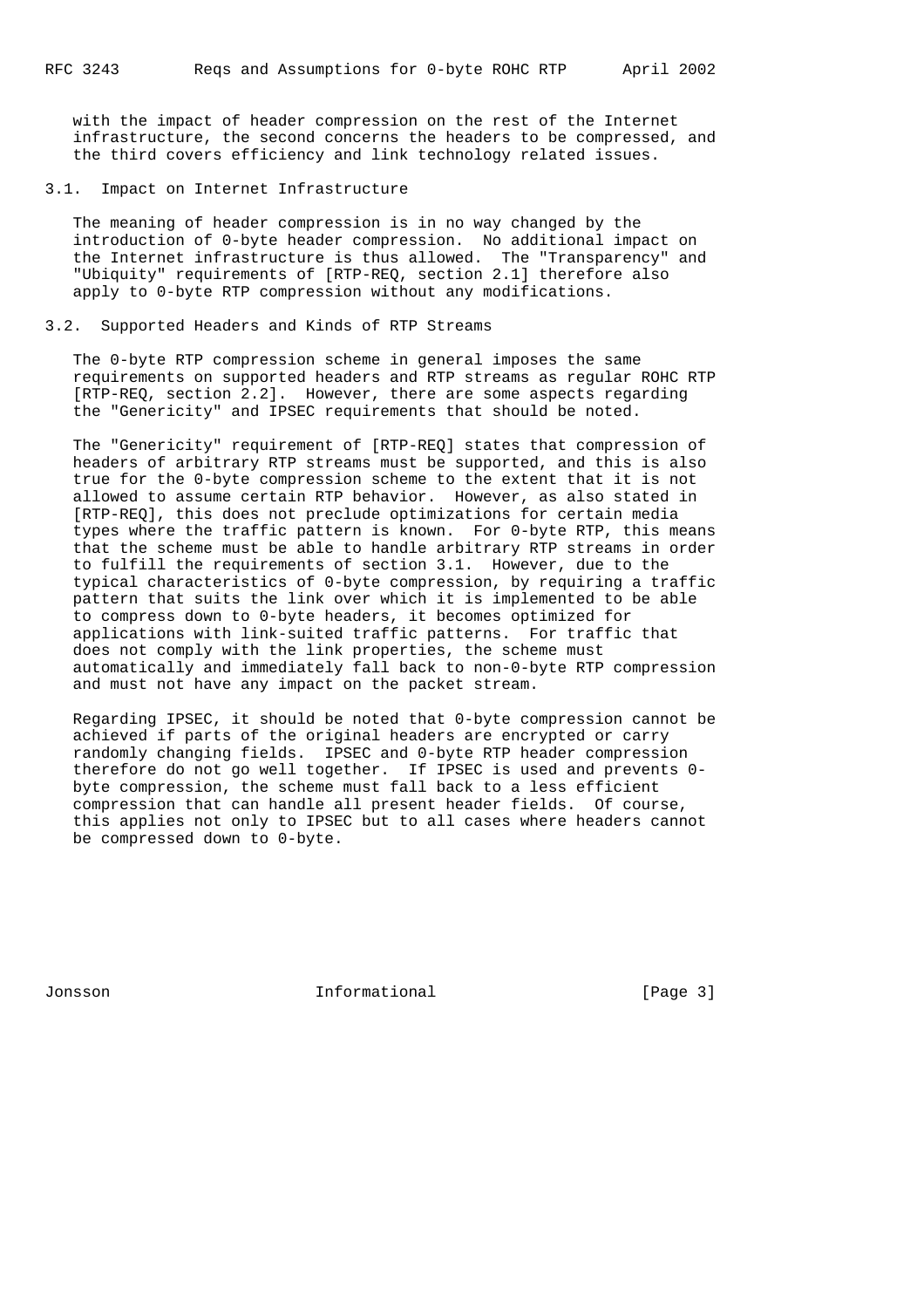with the impact of header compression on the rest of the Internet infrastructure, the second concerns the headers to be compressed, and the third covers efficiency and link technology related issues.

## 3.1. Impact on Internet Infrastructure

The meaning of header compression is in no way changed by the introduction of 0-byte header compression. No additional impact on the Internet infrastructure is thus allowed. The "Transparency" and "Ubiquity" requirements of [RTP-REQ, section 2.1] therefore also apply to 0-byte RTP compression without any modifications.

## 3.2. Supported Headers and Kinds of RTP Streams

The 0-byte RTP compression scheme in general imposes the same requirements on supported headers and RTP streams as regular ROHC RTP [RTP-REQ, section 2.2]. However, there are some aspects regarding the "Genericity" and IPSEC requirements that should be noted.

The "Genericity" requirement of [RTP-REQ] states that compression of headers of arbitrary RTP streams must be supported, and this is also true for the 0-byte compression scheme to the extent that it is not allowed to assume certain RTP behavior. However, as also stated in [RTP-REQ], this does not preclude optimizations for certain media types where the traffic pattern is known. For 0-byte RTP, this means that the scheme must be able to handle arbitrary RTP streams in order to fulfill the requirements of section 3.1. However, due to the typical characteristics of 0-byte compression, by requiring a traffic pattern that suits the link over which it is implemented to be able to compress down to 0-byte headers, it becomes optimized for applications with link-suited traffic patterns. For traffic that does not comply with the link properties, the scheme must automatically and immediately fall back to non-0-byte RTP compression and must not have any impact on the packet stream.

Regarding IPSEC, it should be noted that 0-byte compression cannot be achieved if parts of the original headers are encrypted or carry randomly changing fields. IPSEC and 0-byte RTP header compression therefore do not go well together. If IPSEC is used and prevents 0-byte compression, the scheme must fall back to a less efficient compression that can handle all present header fields. Of course, this applies not only to IPSEC but to all cases where headers cannot be compressed down to 0-byte.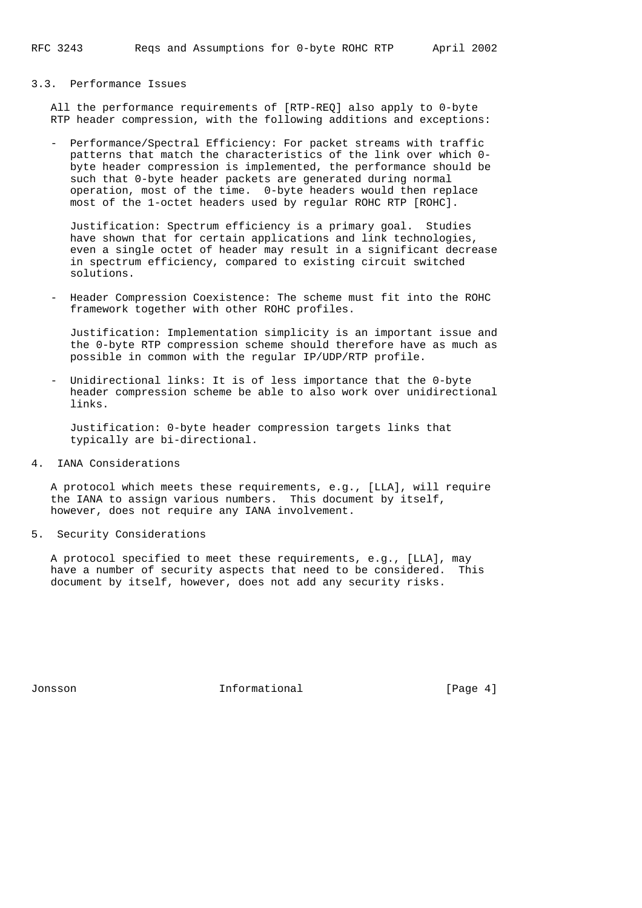### 3.3. Performance Issues

All the performance requirements of [RTP-REQ] also apply to 0-byte RTP header compression, with the following additions and exceptions:

- Performance/Spectral Efficiency: For packet streams with traffic patterns that match the characteristics of the link over which 0-byte header compression is implemented, the performance should be such that 0-byte header packets are generated during normal operation, most of the time. 0-byte headers would then replace most of the 1-octet headers used by regular ROHC RTP [ROHC].

  Justification: Spectrum efficiency is a primary goal. Studies have shown that for certain applications and link technologies, even a single octet of header may result in a significant decrease in spectrum efficiency, compared to existing circuit switched solutions.

- Header Compression Coexistence: The scheme must fit into the ROHC framework together with other ROHC profiles.

  Justification: Implementation simplicity is an important issue and the 0-byte RTP compression scheme should therefore have as much as possible in common with the regular IP/UDP/RTP profile.

- Unidirectional links: It is of less importance that the 0-byte header compression scheme be able to also work over unidirectional links.

  Justification: 0-byte header compression targets links that typically are bi-directional.

## 4. IANA Considerations

A protocol which meets these requirements, e.g., [LLA], will require the IANA to assign various numbers. This document by itself, however, does not require any IANA involvement.

## 5. Security Considerations

A protocol specified to meet these requirements, e.g., [LLA], may have a number of security aspects that need to be considered. This document by itself, however, does not add any security risks.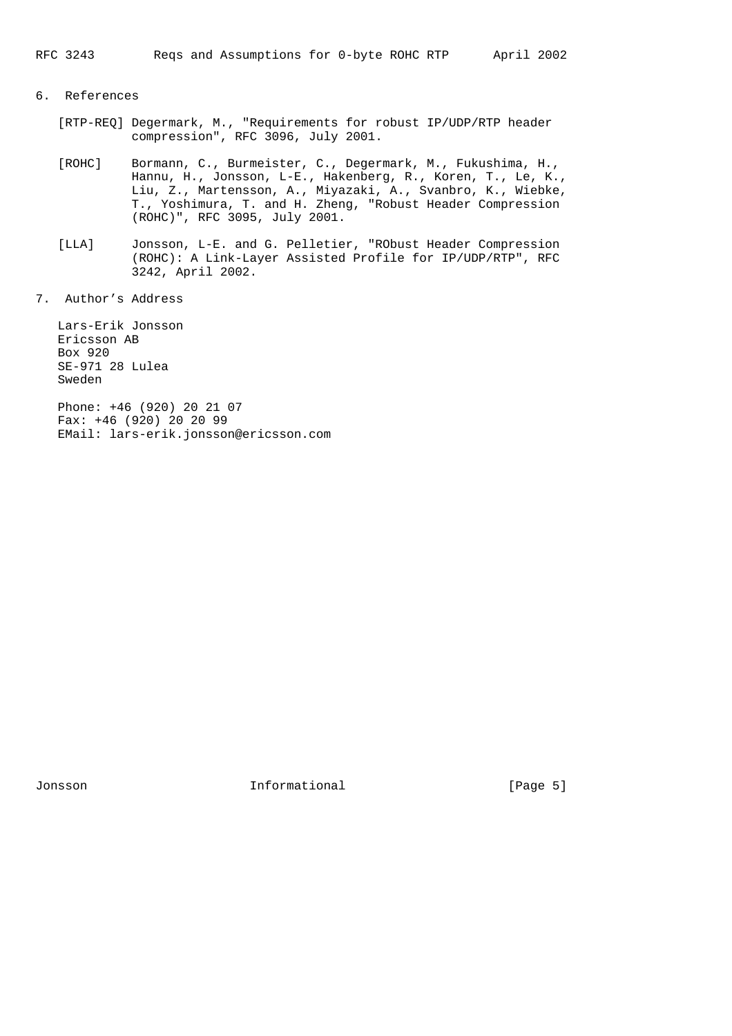## 6. References

[RTP-REQ] Degermark, M., "Requirements for robust IP/UDP/RTP header compression", RFC 3096, July 2001.

[ROHC] Bormann, C., Burmeister, C., Degermark, M., Fukushima, H., Hannu, H., Jonsson, L-E., Hakenberg, R., Koren, T., Le, K., Liu, Z., Martensson, A., Miyazaki, A., Svanbro, K., Wiebke, T., Yoshimura, T. and H. Zheng, "Robust Header Compression (ROHC)", RFC 3095, July 2001.

[LLA] Jonsson, L-E. and G. Pelletier, "RObust Header Compression (ROHC): A Link-Layer Assisted Profile for IP/UDP/RTP", RFC 3242, April 2002.

## 7. Author's Address

Lars-Erik Jonsson
Ericsson AB
Box 920
SE-971 28 Lulea
Sweden

Phone: +46 (920) 20 21 07
Fax: +46 (920) 20 20 99
EMail: lars-erik.jonsson@ericsson.com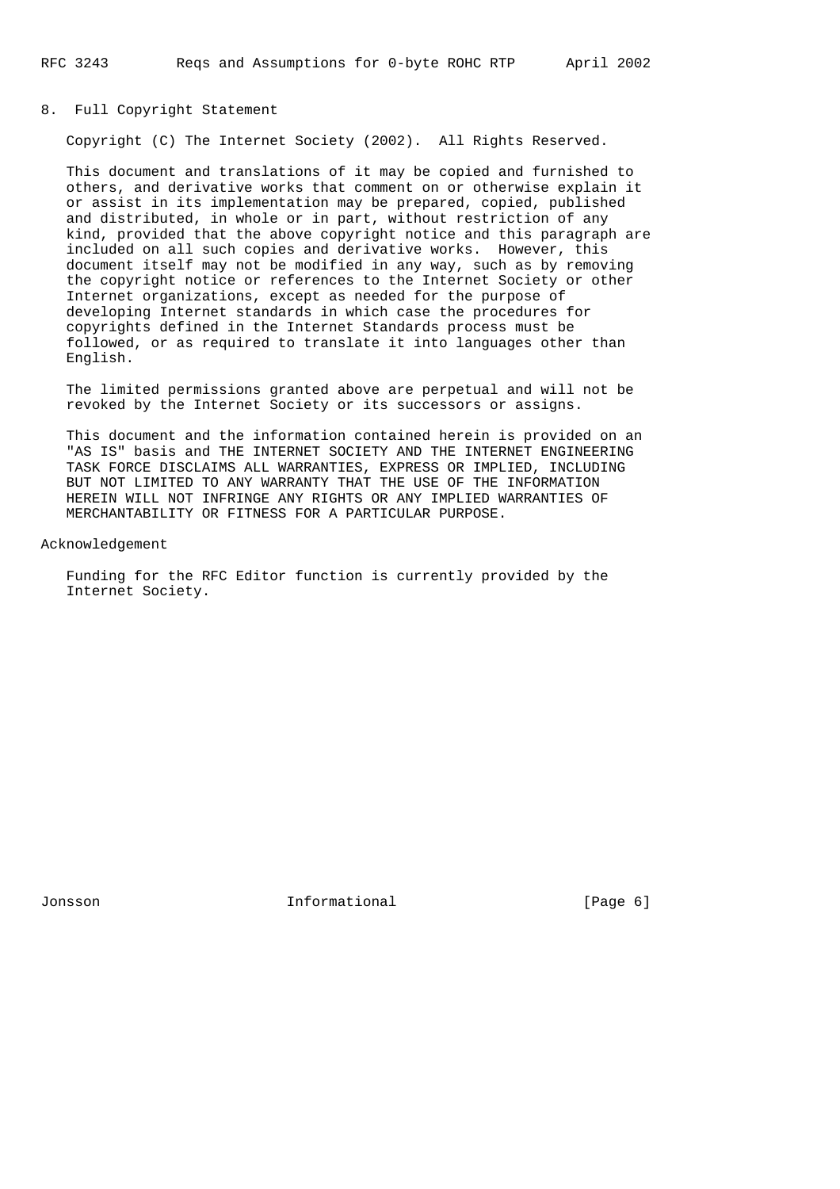## 8. Full Copyright Statement

Copyright (C) The Internet Society (2002). All Rights Reserved.

This document and translations of it may be copied and furnished to others, and derivative works that comment on or otherwise explain it or assist in its implementation may be prepared, copied, published and distributed, in whole or in part, without restriction of any kind, provided that the above copyright notice and this paragraph are included on all such copies and derivative works. However, this document itself may not be modified in any way, such as by removing the copyright notice or references to the Internet Society or other Internet organizations, except as needed for the purpose of developing Internet standards in which case the procedures for copyrights defined in the Internet Standards process must be followed, or as required to translate it into languages other than English.

The limited permissions granted above are perpetual and will not be revoked by the Internet Society or its successors or assigns.

This document and the information contained herein is provided on an "AS IS" basis and THE INTERNET SOCIETY AND THE INTERNET ENGINEERING TASK FORCE DISCLAIMS ALL WARRANTIES, EXPRESS OR IMPLIED, INCLUDING BUT NOT LIMITED TO ANY WARRANTY THAT THE USE OF THE INFORMATION HEREIN WILL NOT INFRINGE ANY RIGHTS OR ANY IMPLIED WARRANTIES OF MERCHANTABILITY OR FITNESS FOR A PARTICULAR PURPOSE.

## Acknowledgement

Funding for the RFC Editor function is currently provided by the Internet Society.